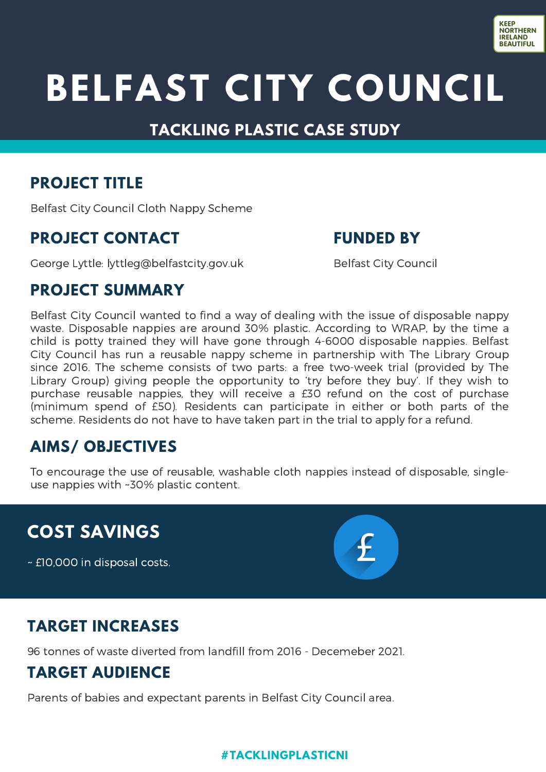KEEP NORTHERN IRELAND BEAUTIFUL

# BELFAST CITY COUNCIL

## TACKLING PLASTIC CASE STUDY

## PROJECT TITLE

Belfast City Council Cloth Nappy Scheme

## PROJECT CONTACT

George Lyttle: lyttleg@belfastcity.gov.uk

## FUNDED BY

Belfast City Council

## PROJECT SUMMARY

Belfast City Council wanted to find a way of dealing with the issue of disposable nappy waste. Disposable nappies are around 30% plastic. According to WRAP, by the time a child is potty trained they will have gone through 4-6000 disposable nappies. Belfast City Council has run a reusable nappy scheme in partnership with The Library Group since 2016. The scheme consists of two parts: a free two-week trial (provided by The Library Group) giving people the opportunity to 'try before they buy'. If they wish to purchase reusable nappies, they will receive a £30 refund on the cost of purchase (minimum spend of £50). Residents can participate in either or both parts of the scheme. Residents do not have to have taken part in the trial to apply for a refund.

## AIMS/ OBJECTIVES

To encourage the use of reusable, washable cloth nappies instead of disposable, single-use nappies with ~30% plastic content.

## COST SAVINGS

~ £10,000 in disposal costs.

## TARGET INCREASES

96 tonnes of waste diverted from landfill from 2016 - Decemeber 2021.

## TARGET AUDIENCE

Parents of babies and expectant parents in Belfast City Council area.

#TACKLINGPLASTICNI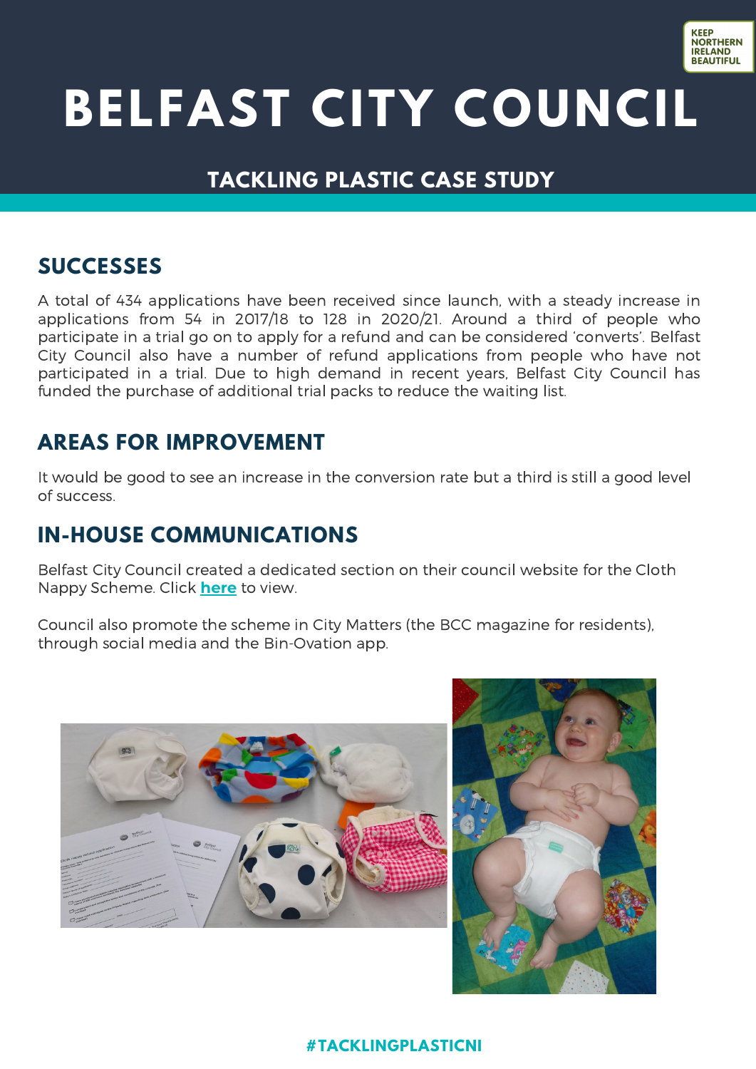# BELFAST CITY COUNCIL

## TACKLING PLASTIC CASE STUDY

## SUCCESSES

A total of 434 applications have been received since launch, with a steady increase in applications from 54 in 2017/18 to 128 in 2020/21. Around a third of people who participate in a trial go on to apply for a refund and can be considered 'converts'. Belfast City Council also have a number of refund applications from people who have not participated in a trial. Due to high demand in recent years, Belfast City Council has funded the purchase of additional trial packs to reduce the waiting list.

## AREAS FOR IMPROVEMENT

It would be good to see an increase in the conversion rate but a third is still a good level of success.

## IN-HOUSE COMMUNICATIONS

Belfast City Council created a dedicated section on their council website for the Cloth Nappy Scheme. Click **here** to view.

Council also promote the scheme in City Matters (the BCC magazine for residents), through social media and the Bin-Ovation app.

#TACKLINGPLASTICNI